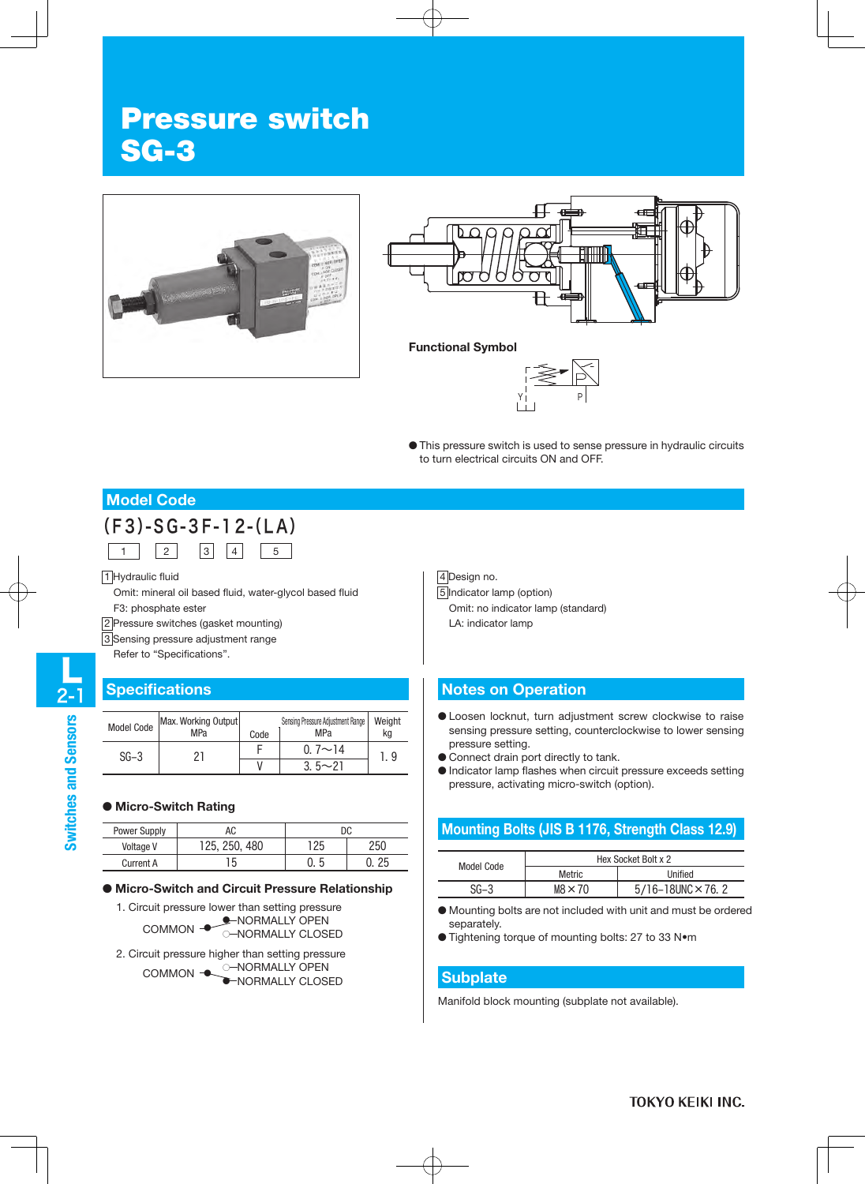# Pressure switch SG-3

**Functional Symbol**

● This pressure switch is used to sense pressure in hydraulic circuits to turn electrical circuits ON and OFF.

## Model Code

(F3)-SG-3F-12-(LA)

1 2 3 4 5

1 Hydraulic fluid
Omit: mineral oil based fluid, water-glycol based fluid
F3: phosphate ester

2 Pressure switches (gasket mounting)

3 Sensing pressure adjustment range
Refer to "Specifications".

4 Design no.

5 Indicator lamp (option)
Omit: no indicator lamp (standard)
LA: indicator lamp

## Specifications

| Model Code | Max. Working Output MPa | Sensing Pressure Adjustment Range Code | Sensing Pressure Adjustment Range MPa | Weight kg |
|---|---|---|---|---|
| SG-3 | 21 | F | 0. 7〜14 | 1. 9 |
| | | V | 3. 5〜21 | |

### ● Micro-Switch Rating

| Power Supply | AC | DC | |
|---|---|---|---|
| Voltage V | 125, 250, 480 | 125 | 250 |
| Current A | 15 | 0. 5 | 0. 25 |

### ● Micro-Switch and Circuit Pressure Relationship

1. Circuit pressure lower than setting pressure
COMMON —NORMALLY OPEN / —NORMALLY CLOSED

2. Circuit pressure higher than setting pressure
COMMON —NORMALLY OPEN / —NORMALLY CLOSED

## Notes on Operation

- Loosen locknut, turn adjustment screw clockwise to raise sensing pressure setting, counterclockwise to lower sensing pressure setting.
- Connect drain port directly to tank.
- Indicator lamp flashes when circuit pressure exceeds setting pressure, activating micro-switch (option).

## Mounting Bolts (JIS B 1176, Strength Class 12.9)

| Model Code | Hex Socket Bolt x 2 Metric | Hex Socket Bolt x 2 Unified |
|---|---|---|
| SG-3 | M8×70 | 5/16-18UNC×76. 2 |

- Mounting bolts are not included with unit and must be ordered separately.
- Tightening torque of mounting bolts: 27 to 33 N•m

## Subplate

Manifold block mounting (subplate not available).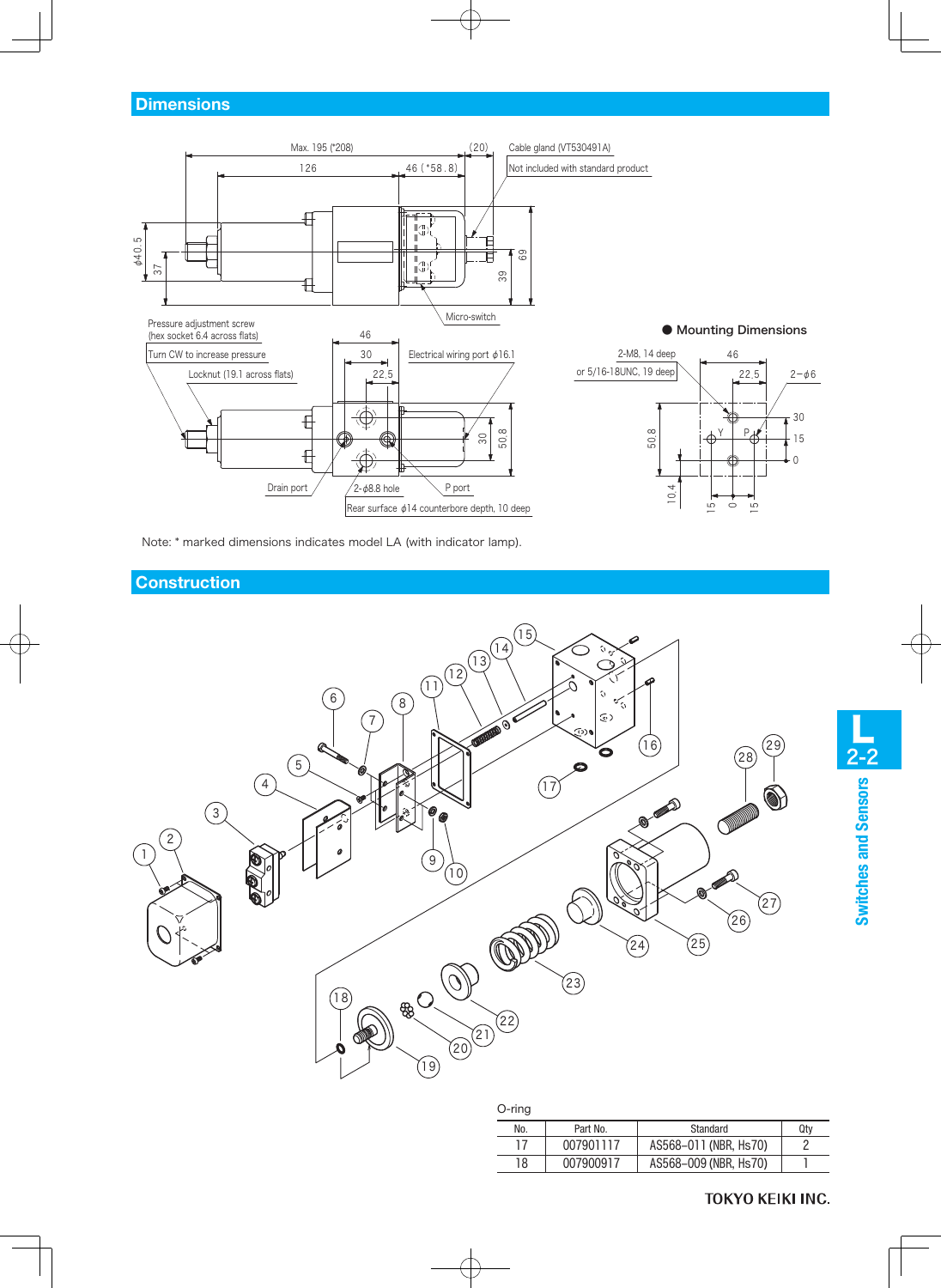## Dimensions

Max. 195 (*208)

(20)

Cable gland (VT530491A)

Not included with standard product

126

46 (*58.8)

φ40.5

37

39

69

Micro-switch

Pressure adjustment screw
(hex socket 6.4 across flats)

Turn CW to increase pressure

Locknut (19.1 across flats)

46

30

22.5

Electrical wiring port φ16.1

30

50.8

Drain port

2-φ8.8 hole

P port

Rear surface φ14 counterbore depth, 10 deep

● Mounting Dimensions

2-M8, 14 deep

or 5/16-18UNC, 19 deep

46

22.5

2−φ6

30

15

0

50.8

10.4

15

0

15

Y

P

Note: * marked dimensions indicates model LA (with indicator lamp).

## Construction

1 2 3 4 5 6 7 8 9 10 11 12 13 14 15 16 17 18 19 20 21 22 23 24 25 26 27 28 29

O-ring

| No. | Part No. | Standard | Qty |
|---|---|---|---|
| 17 | 007901117 | AS568–011 (NBR, Hs70) | 2 |
| 18 | 007900917 | AS568–009 (NBR, Hs70) | 1 |

L 2-2 Switches and Sensors

TOKYO KEIKI INC.